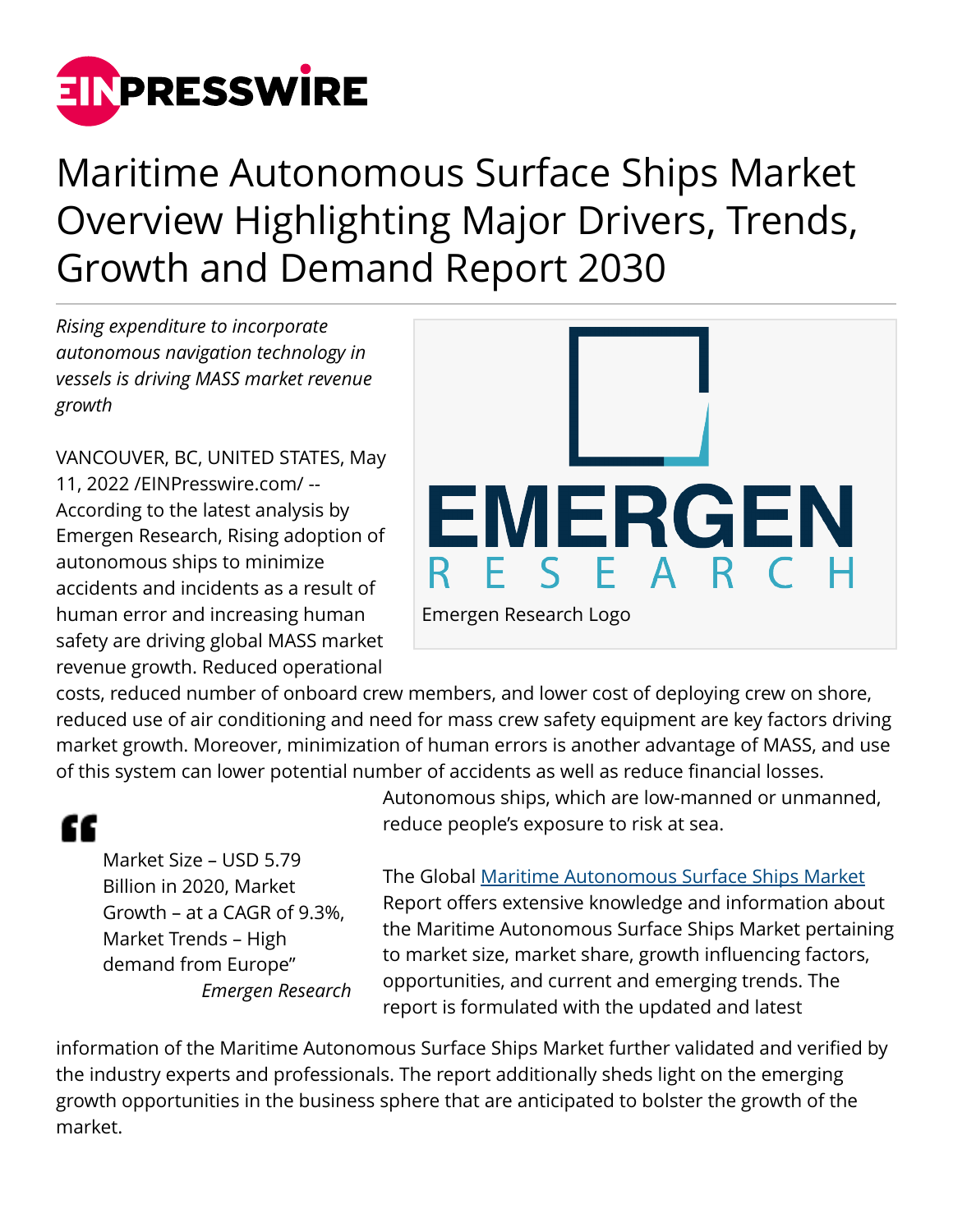# Maritime Autonomous Surface Ships Market Overview Highlighting Major Drivers, Trends, Growth and Demand Report 2030

*Rising expenditure to incorporate autonomous navigation technology in vessels is driving MASS market revenue growth*

Emergen Research Logo

VANCOUVER, BC, UNITED STATES, May 11, 2022 /EINPresswire.com/ -- According to the latest analysis by Emergen Research, Rising adoption of autonomous ships to minimize accidents and incidents as a result of human error and increasing human safety are driving global MASS market revenue growth. Reduced operational costs, reduced number of onboard crew members, and lower cost of deploying crew on shore, reduced use of air conditioning and need for mass crew safety equipment are key factors driving market growth. Moreover, minimization of human errors is another advantage of MASS, and use of this system can lower potential number of accidents as well as reduce financial losses. Autonomous ships, which are low-manned or unmanned, reduce people's exposure to risk at sea.

> "Market Size – USD 5.79 Billion in 2020, Market Growth – at a CAGR of 9.3%, Market Trends – High demand from Europe"
>
> *Emergen Research*

The Global Maritime Autonomous Surface Ships Market Report offers extensive knowledge and information about the Maritime Autonomous Surface Ships Market pertaining to market size, market share, growth influencing factors, opportunities, and current and emerging trends. The report is formulated with the updated and latest information of the Maritime Autonomous Surface Ships Market further validated and verified by the industry experts and professionals. The report additionally sheds light on the emerging growth opportunities in the business sphere that are anticipated to bolster the growth of the market.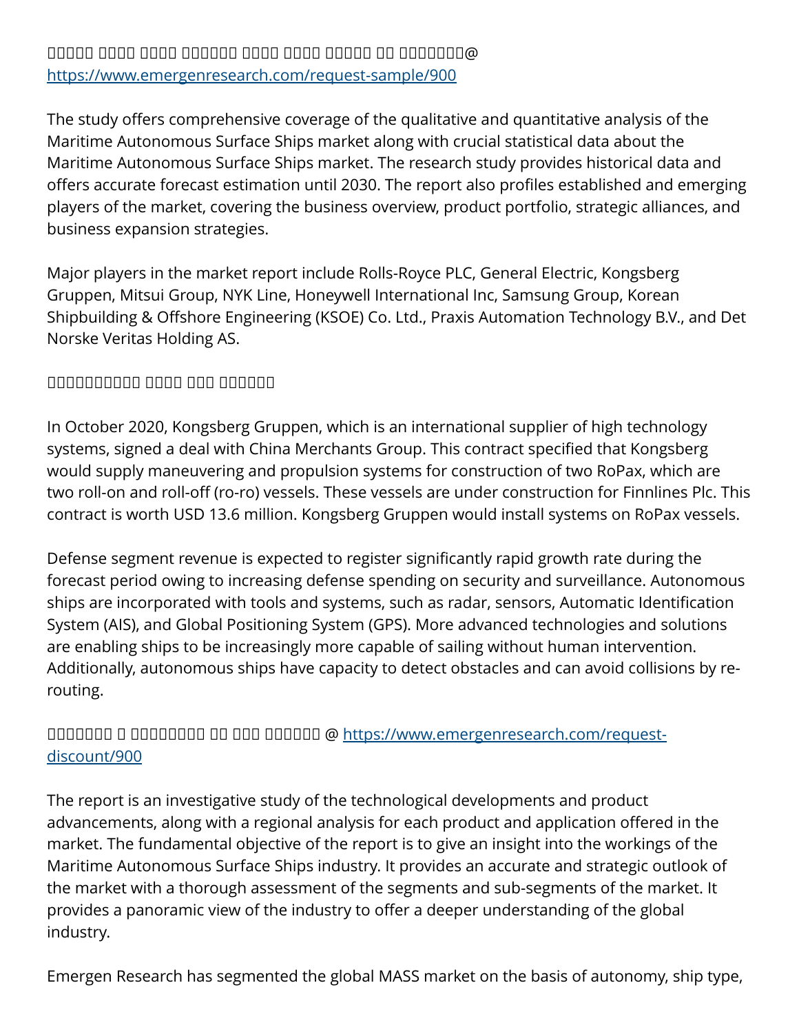□□□□□ □□□□ □□□□ □□□□□□ □□□□ □□□□ □□□□□ □□ □□□□□□□□@ https://www.emergenresearch.com/request-sample/900

The study offers comprehensive coverage of the qualitative and quantitative analysis of the Maritime Autonomous Surface Ships market along with crucial statistical data about the Maritime Autonomous Surface Ships market. The research study provides historical data and offers accurate forecast estimation until 2030. The report also profiles established and emerging players of the market, covering the business overview, product portfolio, strategic alliances, and business expansion strategies.

Major players in the market report include Rolls-Royce PLC, General Electric, Kongsberg Gruppen, Mitsui Group, NYK Line, Honeywell International Inc, Samsung Group, Korean Shipbuilding & Offshore Engineering (KSOE) Co. Ltd., Praxis Automation Technology B.V., and Det Norske Veritas Holding AS.

□□□□□□□□□□ □□□□ □□□ □□□□□□

In October 2020, Kongsberg Gruppen, which is an international supplier of high technology systems, signed a deal with China Merchants Group. This contract specified that Kongsberg would supply maneuvering and propulsion systems for construction of two RoPax, which are two roll-on and roll-off (ro-ro) vessels. These vessels are under construction for Finnlines Plc. This contract is worth USD 13.6 million. Kongsberg Gruppen would install systems on RoPax vessels.

Defense segment revenue is expected to register significantly rapid growth rate during the forecast period owing to increasing defense spending on security and surveillance. Autonomous ships are incorporated with tools and systems, such as radar, sensors, Automatic Identification System (AIS), and Global Positioning System (GPS). More advanced technologies and solutions are enabling ships to be increasingly more capable of sailing without human intervention. Additionally, autonomous ships have capacity to detect obstacles and can avoid collisions by re-routing.

□□□□□□□ □ □□□□□□□□□ □□ □□□ □□□□□□ @ https://www.emergenresearch.com/request-discount/900

The report is an investigative study of the technological developments and product advancements, along with a regional analysis for each product and application offered in the market. The fundamental objective of the report is to give an insight into the workings of the Maritime Autonomous Surface Ships industry. It provides an accurate and strategic outlook of the market with a thorough assessment of the segments and sub-segments of the market. It provides a panoramic view of the industry to offer a deeper understanding of the global industry.

Emergen Research has segmented the global MASS market on the basis of autonomy, ship type,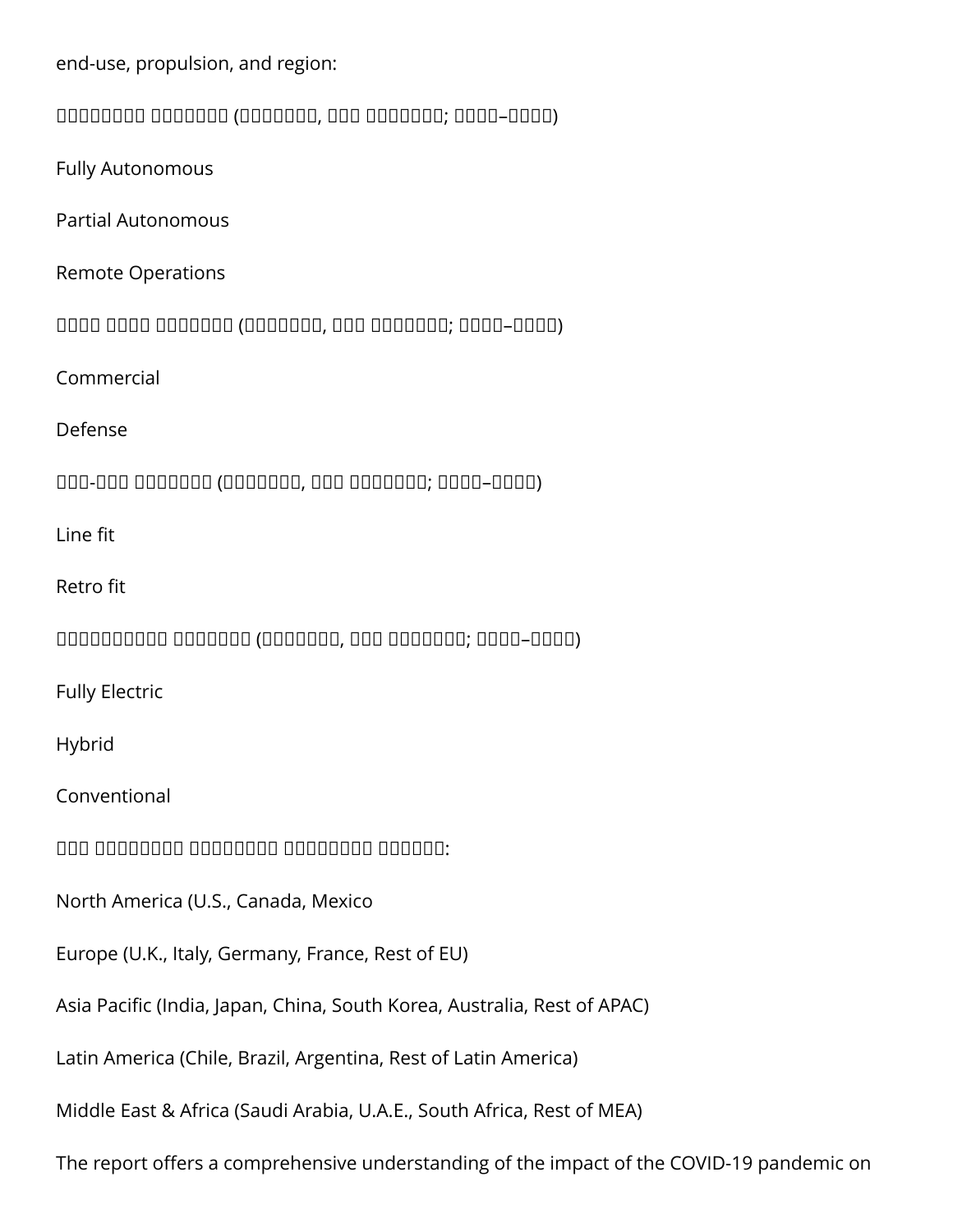end-use, propulsion, and region:

□□□□□□□□□ □□□□□□□□ (□□□□□□□□, □□□□ □□□□□□□□; □□□□□–□□□□□)

Fully Autonomous

Partial Autonomous

Remote Operations

□□□□□ □□□□□ □□□□□□□□ (□□□□□□□□, □□□□ □□□□□□□□; □□□□□–□□□□□)

Commercial

Defense

□□□-□□□ □□□□□□□□ (□□□□□□□□, □□□□ □□□□□□□□; □□□□□–□□□□□)

Line fit

Retro fit

□□□□□□□□□□□ □□□□□□□□ (□□□□□□□□, □□□□ □□□□□□□□; □□□□□–□□□□□)

Fully Electric

Hybrid

Conventional

□□□ □□□□□□□□□ □□□□□□□□□ □□□□□□□□□ □□□□□□□:

North America (U.S., Canada, Mexico

Europe (U.K., Italy, Germany, France, Rest of EU)

Asia Pacific (India, Japan, China, South Korea, Australia, Rest of APAC)

Latin America (Chile, Brazil, Argentina, Rest of Latin America)

Middle East & Africa (Saudi Arabia, U.A.E., South Africa, Rest of MEA)

The report offers a comprehensive understanding of the impact of the COVID-19 pandemic on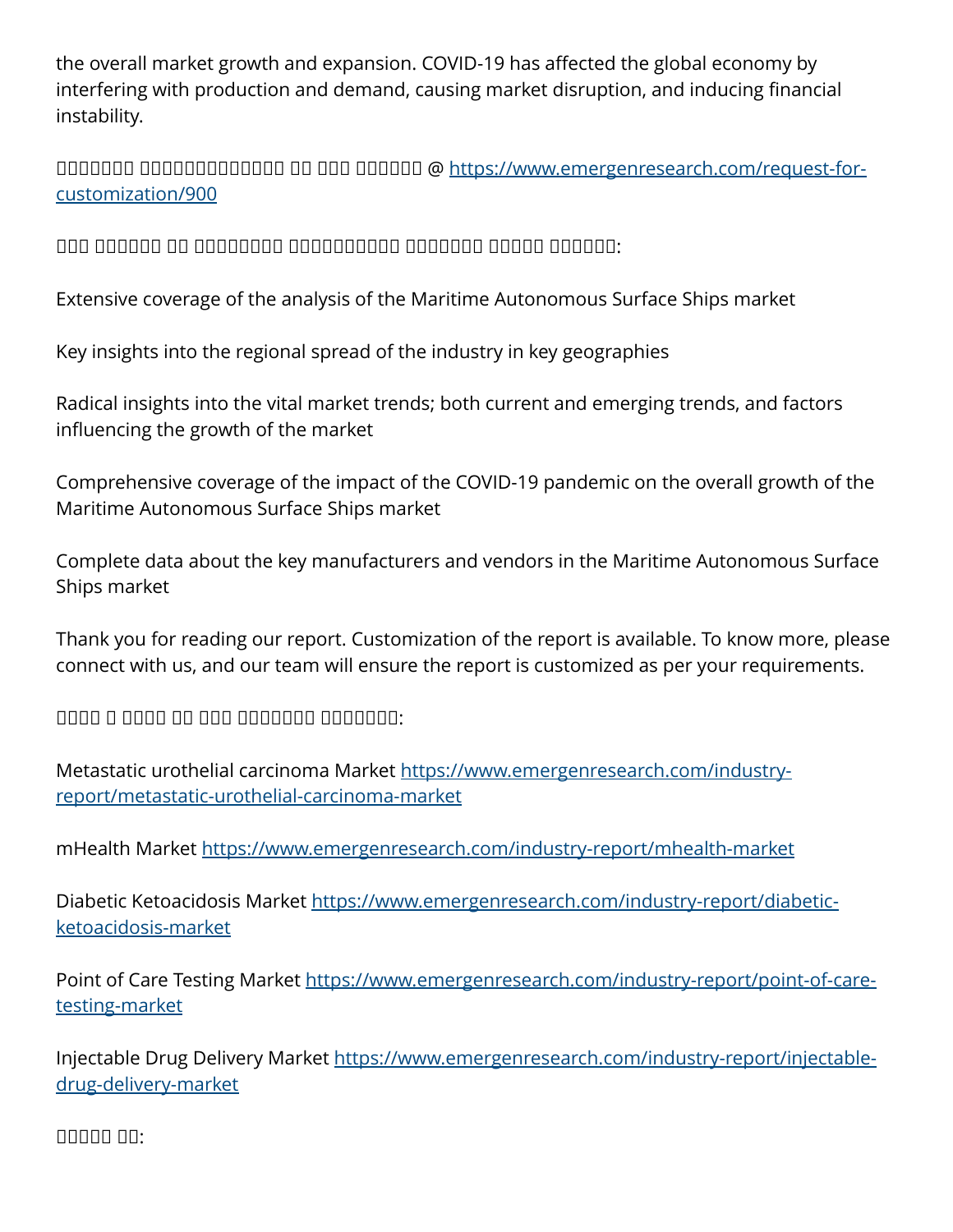the overall market growth and expansion. COVID-19 has affected the global economy by interfering with production and demand, causing market disruption, and inducing financial instability.

□□□□□□□ □□□□□□□□□□□□□ □□ □□□ □□□□□□ @ https://www.emergenresearch.com/request-for-customization/900

□□□ □□□□□□ □□ □□□□□□□□□ □□□□□□□□□□□ □□□□□□□ □□□□□ □□□□□□□:

Extensive coverage of the analysis of the Maritime Autonomous Surface Ships market

Key insights into the regional spread of the industry in key geographies

Radical insights into the vital market trends; both current and emerging trends, and factors influencing the growth of the market

Comprehensive coverage of the impact of the COVID-19 pandemic on the overall growth of the Maritime Autonomous Surface Ships market

Complete data about the key manufacturers and vendors in the Maritime Autonomous Surface Ships market

Thank you for reading our report. Customization of the report is available. To know more, please connect with us, and our team will ensure the report is customized as per your requirements.

□□□□ □ □□□□ □□ □□□ □□□□□□□□ □□□□□□□□:

Metastatic urothelial carcinoma Market https://www.emergenresearch.com/industry-report/metastatic-urothelial-carcinoma-market

mHealth Market https://www.emergenresearch.com/industry-report/mhealth-market

Diabetic Ketoacidosis Market https://www.emergenresearch.com/industry-report/diabetic-ketoacidosis-market

Point of Care Testing Market https://www.emergenresearch.com/industry-report/point-of-care-testing-market

Injectable Drug Delivery Market https://www.emergenresearch.com/industry-report/injectable-drug-delivery-market

□□□□□ □□: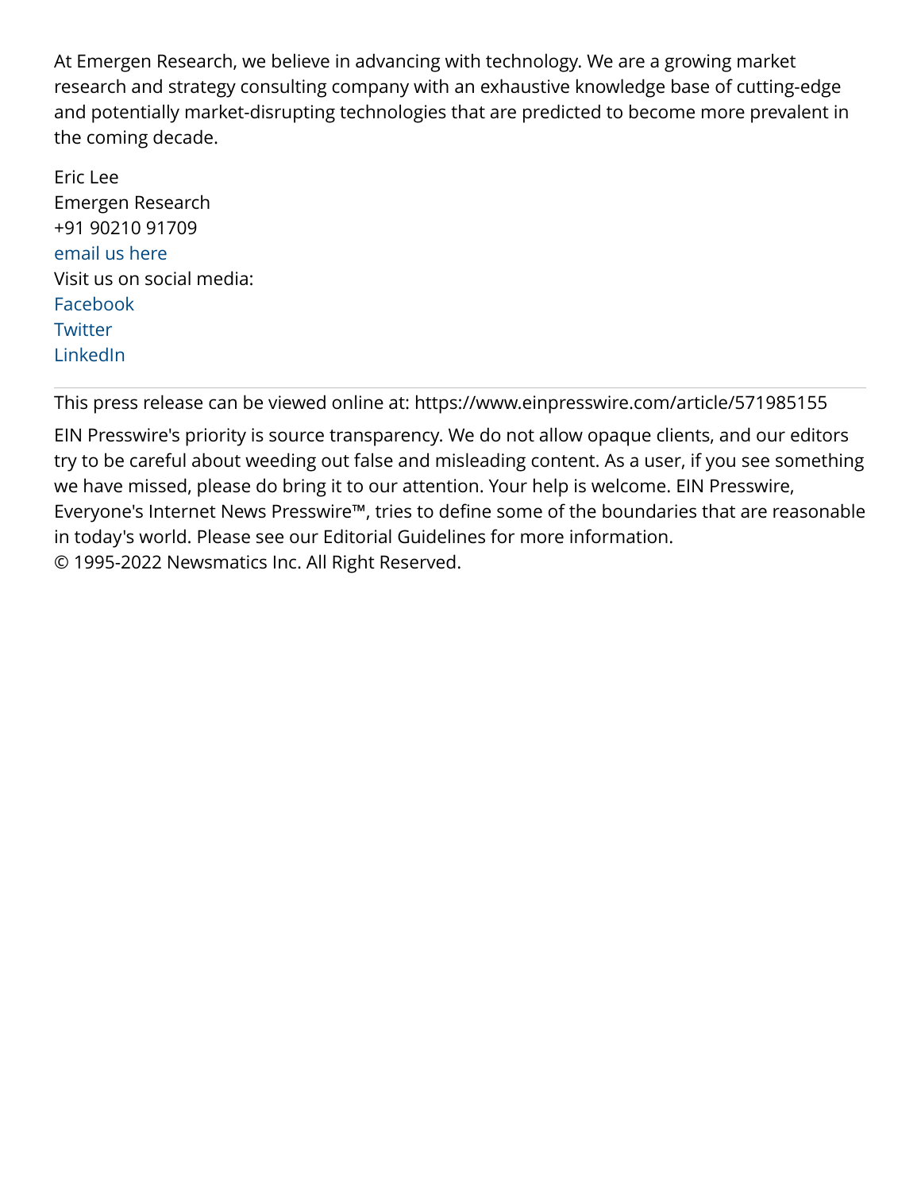At Emergen Research, we believe in advancing with technology. We are a growing market research and strategy consulting company with an exhaustive knowledge base of cutting-edge and potentially market-disrupting technologies that are predicted to become more prevalent in the coming decade.

Eric Lee
Emergen Research
+91 90210 91709
email us here
Visit us on social media:
Facebook
Twitter
LinkedIn

---

This press release can be viewed online at: https://www.einpresswire.com/article/571985155

EIN Presswire's priority is source transparency. We do not allow opaque clients, and our editors try to be careful about weeding out false and misleading content. As a user, if you see something we have missed, please do bring it to our attention. Your help is welcome. EIN Presswire, Everyone's Internet News Presswire™, tries to define some of the boundaries that are reasonable in today's world. Please see our Editorial Guidelines for more information.
© 1995-2022 Newsmatics Inc. All Right Reserved.